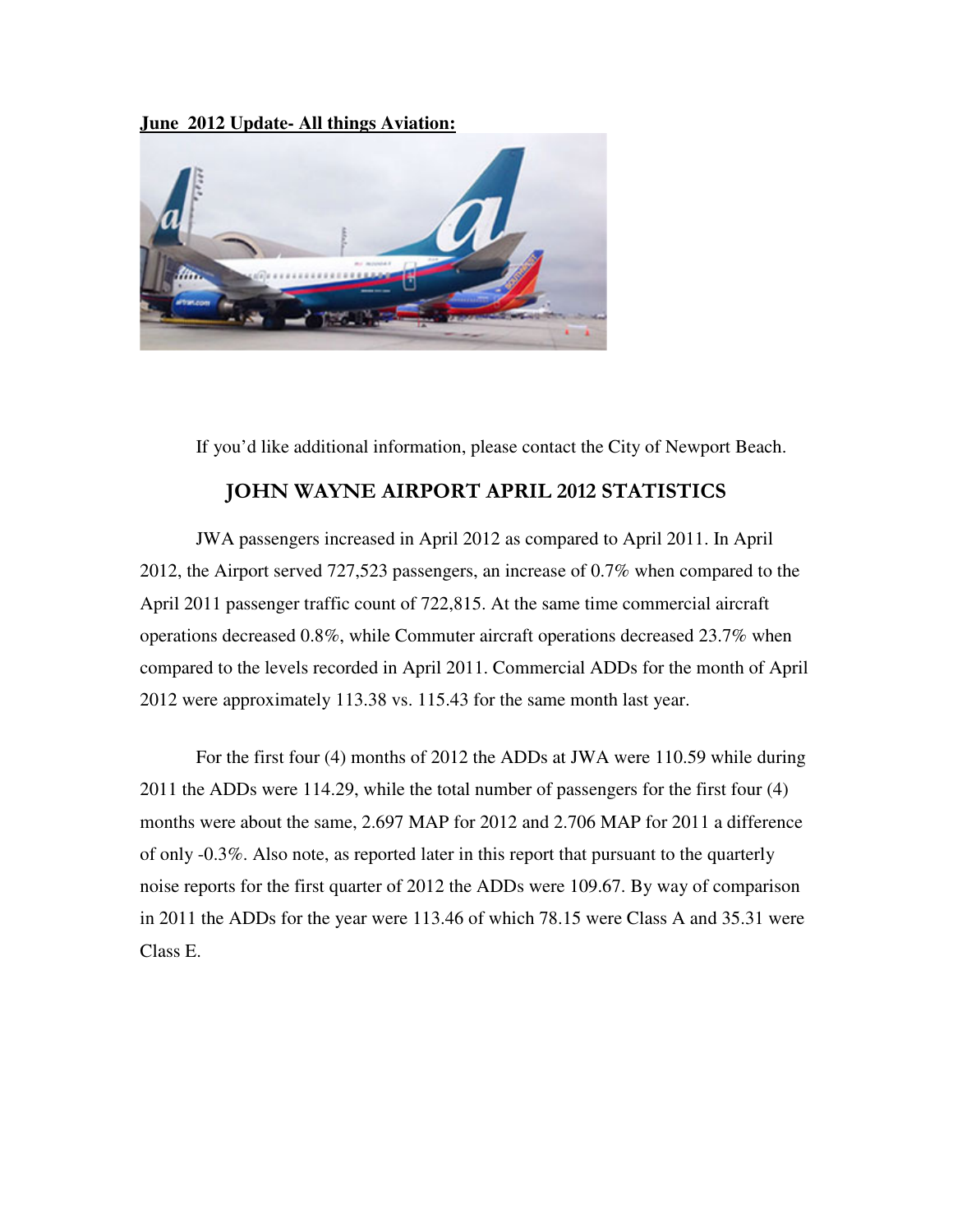**June 2012 Update- All things Aviation:**

If you'd like additional information, please contact the City of Newport Beach.

## JOHN WAYNE AIRPORT APRIL 2012 STATISTICS

JWA passengers increased in April 2012 as compared to April 2011. In April 2012, the Airport served 727,523 passengers, an increase of 0.7% when compared to the April 2011 passenger traffic count of 722,815. At the same time commercial aircraft operations decreased 0.8%, while Commuter aircraft operations decreased 23.7% when compared to the levels recorded in April 2011. Commercial ADDs for the month of April 2012 were approximately 113.38 vs. 115.43 for the same month last year.

For the first four (4) months of 2012 the ADDs at JWA were 110.59 while during 2011 the ADDs were 114.29, while the total number of passengers for the first four (4) months were about the same, 2.697 MAP for 2012 and 2.706 MAP for 2011 a difference of only -0.3%. Also note, as reported later in this report that pursuant to the quarterly noise reports for the first quarter of 2012 the ADDs were 109.67. By way of comparison in 2011 the ADDs for the year were 113.46 of which 78.15 were Class A and 35.31 were Class E.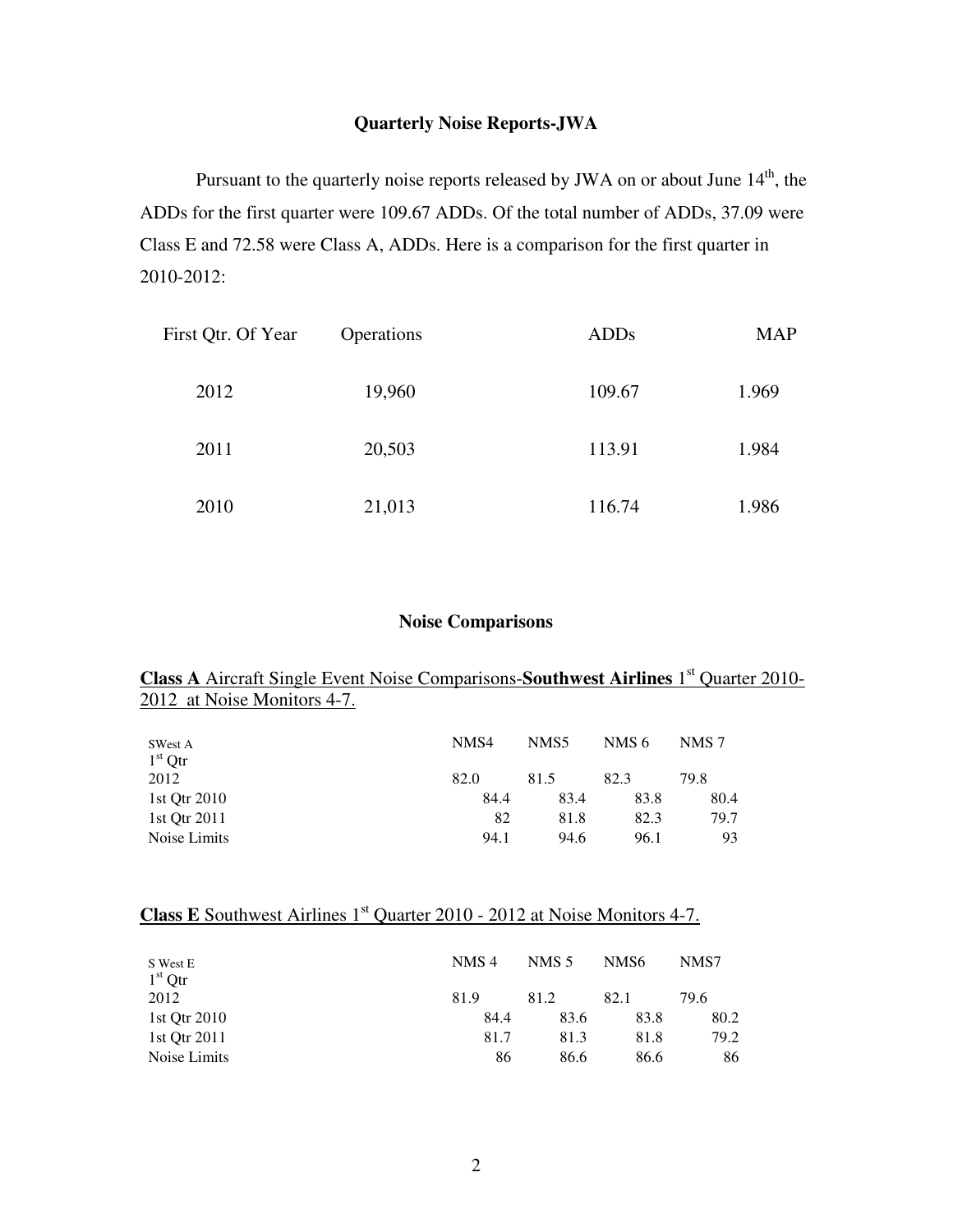## Quarterly Noise Reports-JWA

Pursuant to the quarterly noise reports released by JWA on or about June 14th, the ADDs for the first quarter were 109.67 ADDs. Of the total number of ADDs, 37.09 were Class E and 72.58 were Class A, ADDs. Here is a comparison for the first quarter in 2010-2012:

| First Qtr. Of Year | Operations | ADDs | MAP |
|---|---|---|---|
| 2012 | 19,960 | 109.67 | 1.969 |
| 2011 | 20,503 | 113.91 | 1.984 |
| 2010 | 21,013 | 116.74 | 1.986 |

## Noise Comparisons

**Class A** Aircraft Single Event Noise Comparisons-**Southwest Airlines** 1st Quarter 2010-2012 at Noise Monitors 4-7.

| SWest A 1st Qtr | NMS4 | NMS5 | NMS 6 | NMS 7 |
|---|---|---|---|---|
| 2012 | 82.0 | 81.5 | 82.3 | 79.8 |
| 1st Qtr 2010 | 84.4 | 83.4 | 83.8 | 80.4 |
| 1st Qtr 2011 | 82 | 81.8 | 82.3 | 79.7 |
| Noise Limits | 94.1 | 94.6 | 96.1 | 93 |

**Class E** Southwest Airlines 1st Quarter 2010 - 2012 at Noise Monitors 4-7.

| S West E 1st Qtr | NMS 4 | NMS 5 | NMS6 | NMS7 |
|---|---|---|---|---|
| 2012 | 81.9 | 81.2 | 82.1 | 79.6 |
| 1st Qtr 2010 | 84.4 | 83.6 | 83.8 | 80.2 |
| 1st Qtr 2011 | 81.7 | 81.3 | 81.8 | 79.2 |
| Noise Limits | 86 | 86.6 | 86.6 | 86 |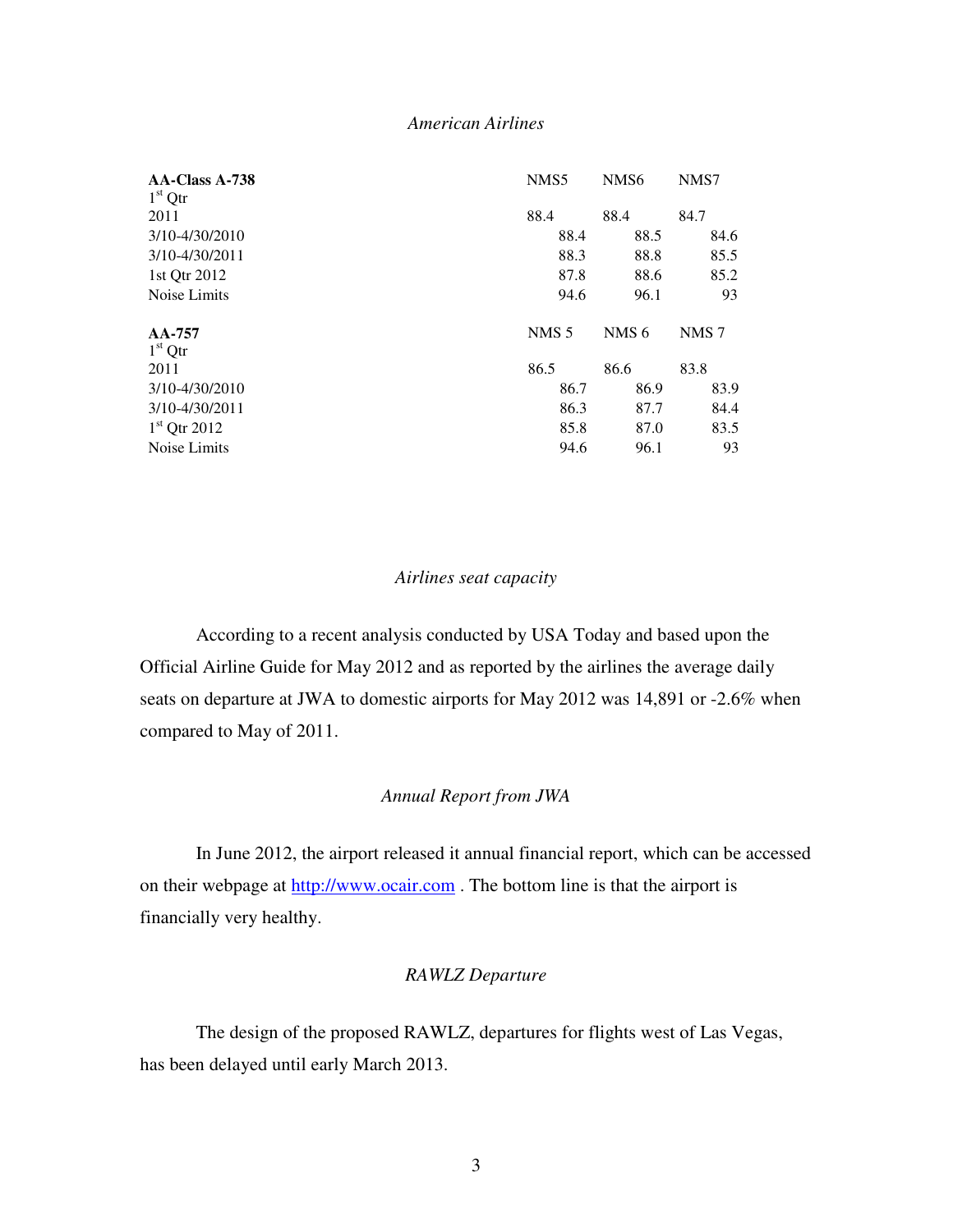*American Airlines*

| **AA-Class A-738** | NMS5 | NMS6 | NMS7 |
|---|---|---|---|
| 1st Qtr 2011 | 88.4 | 88.4 | 84.7 |
| 3/10-4/30/2010 | 88.4 | 88.5 | 84.6 |
| 3/10-4/30/2011 | 88.3 | 88.8 | 85.5 |
| 1st Qtr 2012 | 87.8 | 88.6 | 85.2 |
| Noise Limits | 94.6 | 96.1 | 93 |

| **AA-757** | NMS 5 | NMS 6 | NMS 7 |
|---|---|---|---|
| 1st Qtr 2011 | 86.5 | 86.6 | 83.8 |
| 3/10-4/30/2010 | 86.7 | 86.9 | 83.9 |
| 3/10-4/30/2011 | 86.3 | 87.7 | 84.4 |
| 1st Qtr 2012 | 85.8 | 87.0 | 83.5 |
| Noise Limits | 94.6 | 96.1 | 93 |

*Airlines seat capacity*

According to a recent analysis conducted by USA Today and based upon the Official Airline Guide for May 2012 and as reported by the airlines the average daily seats on departure at JWA to domestic airports for May 2012 was 14,891 or -2.6% when compared to May of 2011.

*Annual Report from JWA*

In June 2012, the airport released it annual financial report, which can be accessed on their webpage at http://www.ocair.com . The bottom line is that the airport is financially very healthy.

*RAWLZ Departure*

The design of the proposed RAWLZ, departures for flights west of Las Vegas, has been delayed until early March 2013.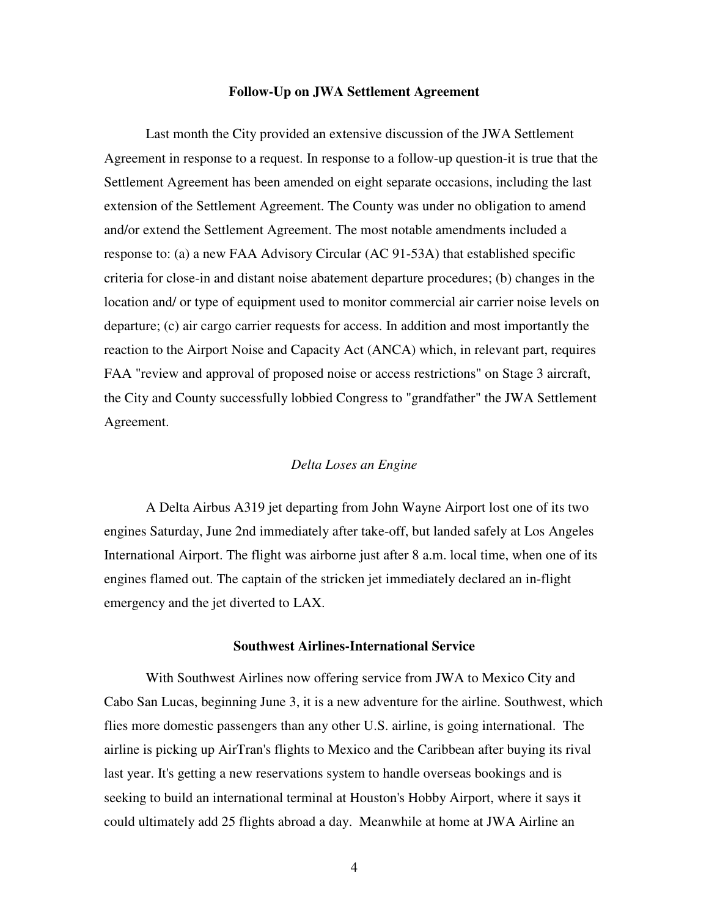### Follow-Up on JWA Settlement Agreement

Last month the City provided an extensive discussion of the JWA Settlement Agreement in response to a request. In response to a follow-up question-it is true that the Settlement Agreement has been amended on eight separate occasions, including the last extension of the Settlement Agreement. The County was under no obligation to amend and/or extend the Settlement Agreement. The most notable amendments included a response to: (a) a new FAA Advisory Circular (AC 91-53A) that established specific criteria for close-in and distant noise abatement departure procedures; (b) changes in the location and/ or type of equipment used to monitor commercial air carrier noise levels on departure; (c) air cargo carrier requests for access. In addition and most importantly the reaction to the Airport Noise and Capacity Act (ANCA) which, in relevant part, requires FAA "review and approval of proposed noise or access restrictions" on Stage 3 aircraft, the City and County successfully lobbied Congress to "grandfather" the JWA Settlement Agreement.

*Delta Loses an Engine*

A Delta Airbus A319 jet departing from John Wayne Airport lost one of its two engines Saturday, June 2nd immediately after take-off, but landed safely at Los Angeles International Airport. The flight was airborne just after 8 a.m. local time, when one of its engines flamed out. The captain of the stricken jet immediately declared an in-flight emergency and the jet diverted to LAX.

### Southwest Airlines-International Service

With Southwest Airlines now offering service from JWA to Mexico City and Cabo San Lucas, beginning June 3, it is a new adventure for the airline. Southwest, which flies more domestic passengers than any other U.S. airline, is going international. The airline is picking up AirTran's flights to Mexico and the Caribbean after buying its rival last year. It's getting a new reservations system to handle overseas bookings and is seeking to build an international terminal at Houston's Hobby Airport, where it says it could ultimately add 25 flights abroad a day. Meanwhile at home at JWA Airline an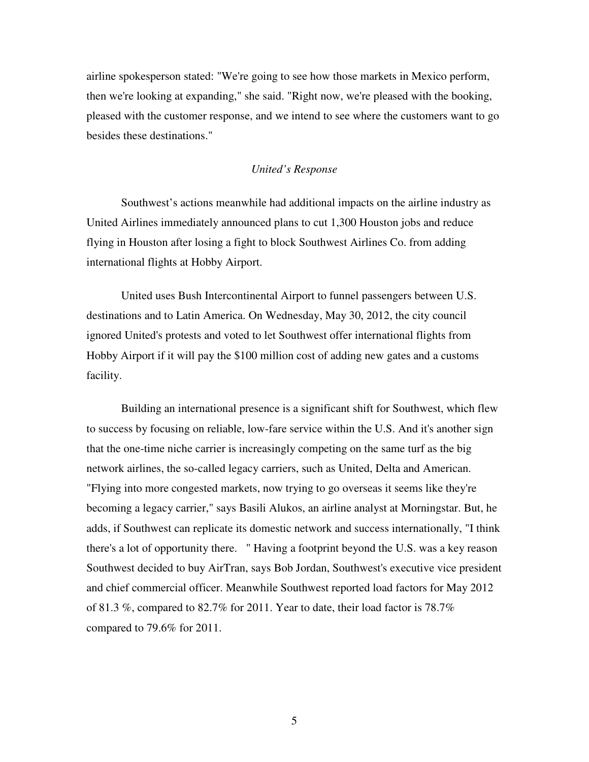airline spokesperson stated: "We're going to see how those markets in Mexico perform, then we're looking at expanding," she said. "Right now, we're pleased with the booking, pleased with the customer response, and we intend to see where the customers want to go besides these destinations."

*United's Response*

Southwest's actions meanwhile had additional impacts on the airline industry as United Airlines immediately announced plans to cut 1,300 Houston jobs and reduce flying in Houston after losing a fight to block Southwest Airlines Co. from adding international flights at Hobby Airport.

United uses Bush Intercontinental Airport to funnel passengers between U.S. destinations and to Latin America. On Wednesday, May 30, 2012, the city council ignored United's protests and voted to let Southwest offer international flights from Hobby Airport if it will pay the $100 million cost of adding new gates and a customs facility.

Building an international presence is a significant shift for Southwest, which flew to success by focusing on reliable, low-fare service within the U.S. And it's another sign that the one-time niche carrier is increasingly competing on the same turf as the big network airlines, the so-called legacy carriers, such as United, Delta and American. "Flying into more congested markets, now trying to go overseas it seems like they're becoming a legacy carrier," says Basili Alukos, an airline analyst at Morningstar. But, he adds, if Southwest can replicate its domestic network and success internationally, "I think there's a lot of opportunity there. " Having a footprint beyond the U.S. was a key reason Southwest decided to buy AirTran, says Bob Jordan, Southwest's executive vice president and chief commercial officer. Meanwhile Southwest reported load factors for May 2012 of 81.3 %, compared to 82.7% for 2011. Year to date, their load factor is 78.7% compared to 79.6% for 2011.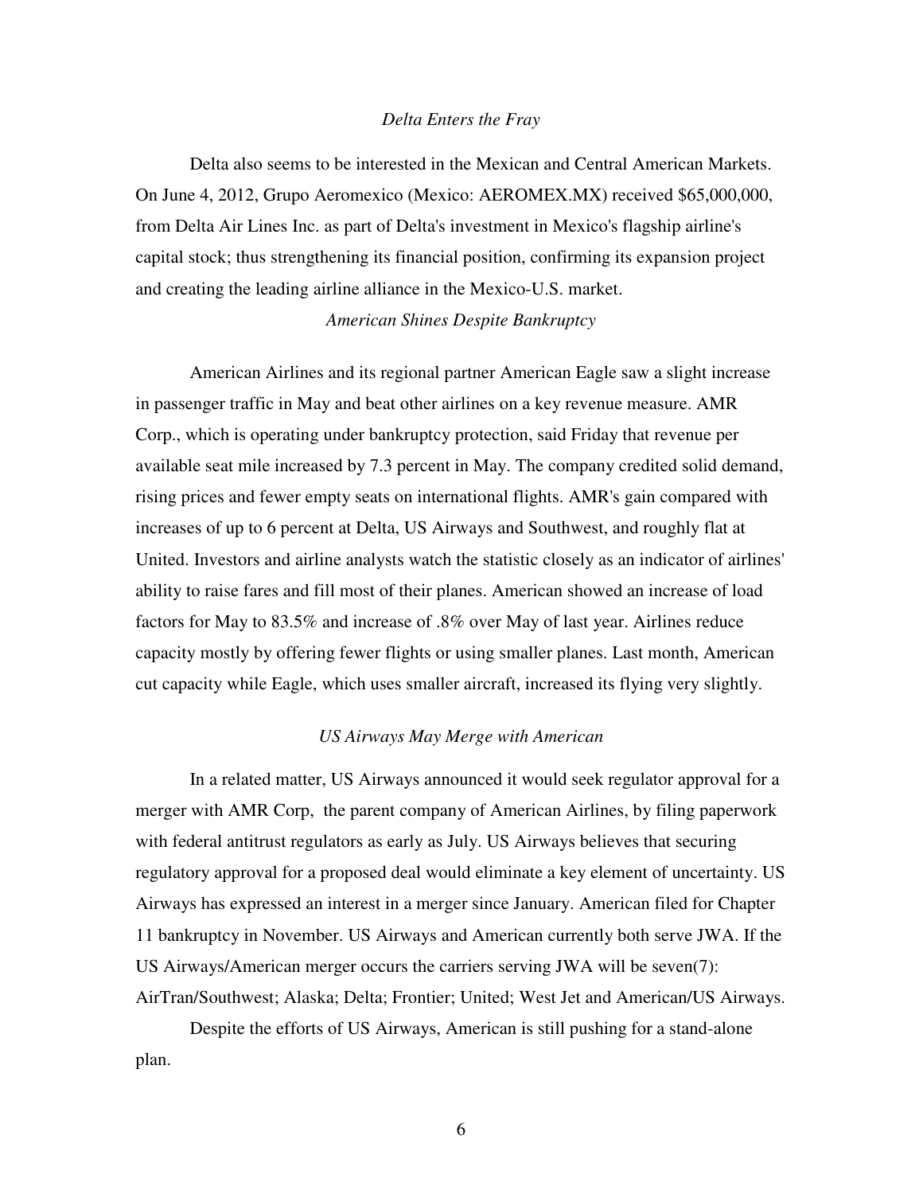*Delta Enters the Fray*

Delta also seems to be interested in the Mexican and Central American Markets. On June 4, 2012, Grupo Aeromexico (Mexico: AEROMEX.MX) received $65,000,000, from Delta Air Lines Inc. as part of Delta's investment in Mexico's flagship airline's capital stock; thus strengthening its financial position, confirming its expansion project and creating the leading airline alliance in the Mexico-U.S. market.

*American Shines Despite Bankruptcy*

American Airlines and its regional partner American Eagle saw a slight increase in passenger traffic in May and beat other airlines on a key revenue measure. AMR Corp., which is operating under bankruptcy protection, said Friday that revenue per available seat mile increased by 7.3 percent in May. The company credited solid demand, rising prices and fewer empty seats on international flights. AMR's gain compared with increases of up to 6 percent at Delta, US Airways and Southwest, and roughly flat at United. Investors and airline analysts watch the statistic closely as an indicator of airlines' ability to raise fares and fill most of their planes. American showed an increase of load factors for May to 83.5% and increase of .8% over May of last year. Airlines reduce capacity mostly by offering fewer flights or using smaller planes. Last month, American cut capacity while Eagle, which uses smaller aircraft, increased its flying very slightly.

*US Airways May Merge with American*

In a related matter, US Airways announced it would seek regulator approval for a merger with AMR Corp, the parent company of American Airlines, by filing paperwork with federal antitrust regulators as early as July. US Airways believes that securing regulatory approval for a proposed deal would eliminate a key element of uncertainty. US Airways has expressed an interest in a merger since January. American filed for Chapter 11 bankruptcy in November. US Airways and American currently both serve JWA. If the US Airways/American merger occurs the carriers serving JWA will be seven(7): AirTran/Southwest; Alaska; Delta; Frontier; United; West Jet and American/US Airways.

Despite the efforts of US Airways, American is still pushing for a stand-alone plan.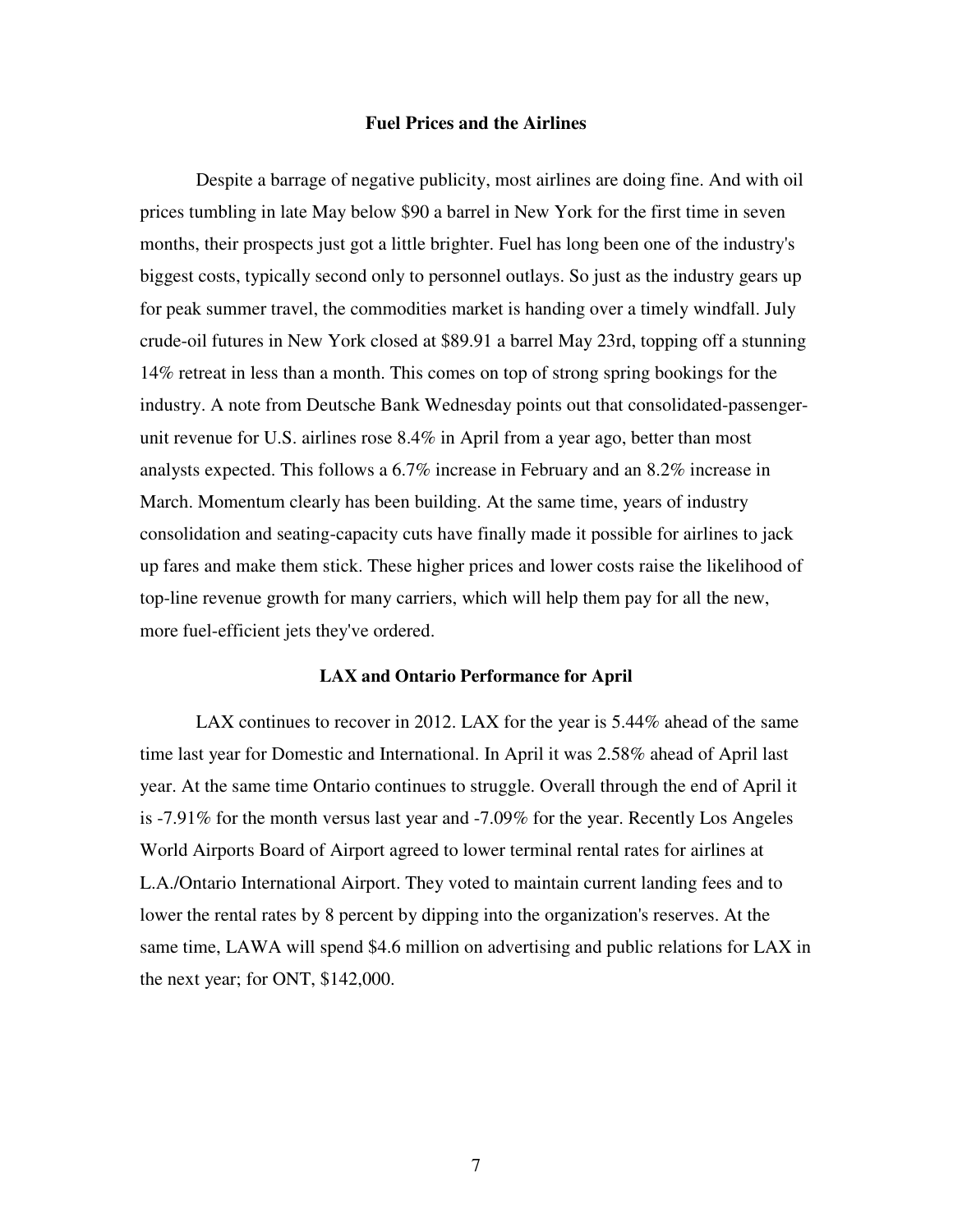## Fuel Prices and the Airlines

Despite a barrage of negative publicity, most airlines are doing fine. And with oil prices tumbling in late May below $90 a barrel in New York for the first time in seven months, their prospects just got a little brighter. Fuel has long been one of the industry's biggest costs, typically second only to personnel outlays. So just as the industry gears up for peak summer travel, the commodities market is handing over a timely windfall. July crude-oil futures in New York closed at $89.91 a barrel May 23rd, topping off a stunning 14% retreat in less than a month. This comes on top of strong spring bookings for the industry. A note from Deutsche Bank Wednesday points out that consolidated-passenger-unit revenue for U.S. airlines rose 8.4% in April from a year ago, better than most analysts expected. This follows a 6.7% increase in February and an 8.2% increase in March. Momentum clearly has been building. At the same time, years of industry consolidation and seating-capacity cuts have finally made it possible for airlines to jack up fares and make them stick. These higher prices and lower costs raise the likelihood of top-line revenue growth for many carriers, which will help them pay for all the new, more fuel-efficient jets they've ordered.

## LAX and Ontario Performance for April

LAX continues to recover in 2012. LAX for the year is 5.44% ahead of the same time last year for Domestic and International. In April it was 2.58% ahead of April last year. At the same time Ontario continues to struggle. Overall through the end of April it is -7.91% for the month versus last year and -7.09% for the year. Recently Los Angeles World Airports Board of Airport agreed to lower terminal rental rates for airlines at L.A./Ontario International Airport. They voted to maintain current landing fees and to lower the rental rates by 8 percent by dipping into the organization's reserves. At the same time, LAWA will spend $4.6 million on advertising and public relations for LAX in the next year; for ONT, $142,000.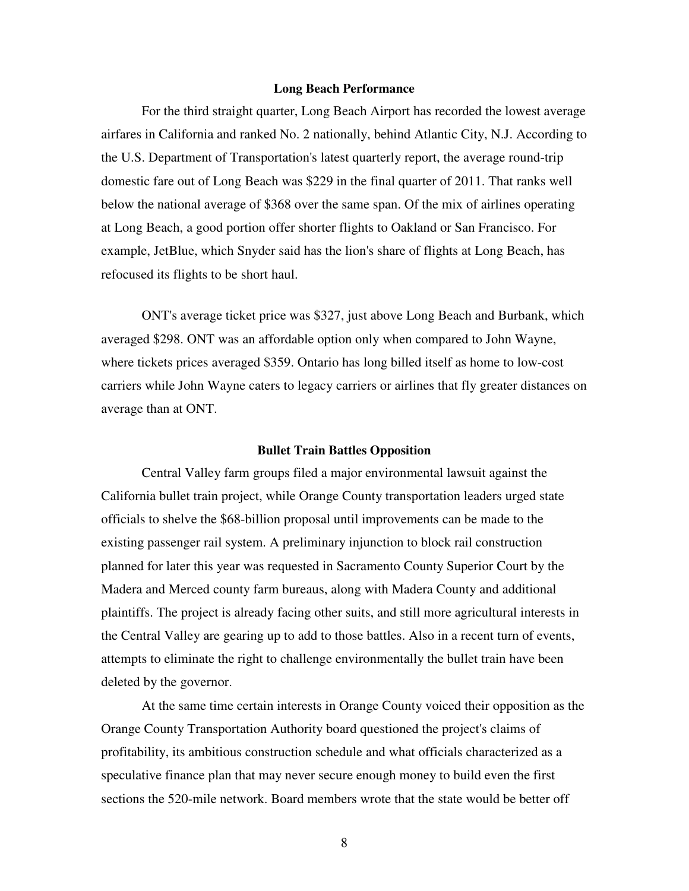### Long Beach Performance

For the third straight quarter, Long Beach Airport has recorded the lowest average airfares in California and ranked No. 2 nationally, behind Atlantic City, N.J. According to the U.S. Department of Transportation's latest quarterly report, the average round-trip domestic fare out of Long Beach was $229 in the final quarter of 2011. That ranks well below the national average of $368 over the same span. Of the mix of airlines operating at Long Beach, a good portion offer shorter flights to Oakland or San Francisco. For example, JetBlue, which Snyder said has the lion's share of flights at Long Beach, has refocused its flights to be short haul.

ONT's average ticket price was $327, just above Long Beach and Burbank, which averaged $298. ONT was an affordable option only when compared to John Wayne, where tickets prices averaged $359. Ontario has long billed itself as home to low-cost carriers while John Wayne caters to legacy carriers or airlines that fly greater distances on average than at ONT.

### Bullet Train Battles Opposition

Central Valley farm groups filed a major environmental lawsuit against the California bullet train project, while Orange County transportation leaders urged state officials to shelve the $68-billion proposal until improvements can be made to the existing passenger rail system. A preliminary injunction to block rail construction planned for later this year was requested in Sacramento County Superior Court by the Madera and Merced county farm bureaus, along with Madera County and additional plaintiffs. The project is already facing other suits, and still more agricultural interests in the Central Valley are gearing up to add to those battles. Also in a recent turn of events, attempts to eliminate the right to challenge environmentally the bullet train have been deleted by the governor.

At the same time certain interests in Orange County voiced their opposition as the Orange County Transportation Authority board questioned the project's claims of profitability, its ambitious construction schedule and what officials characterized as a speculative finance plan that may never secure enough money to build even the first sections the 520-mile network. Board members wrote that the state would be better off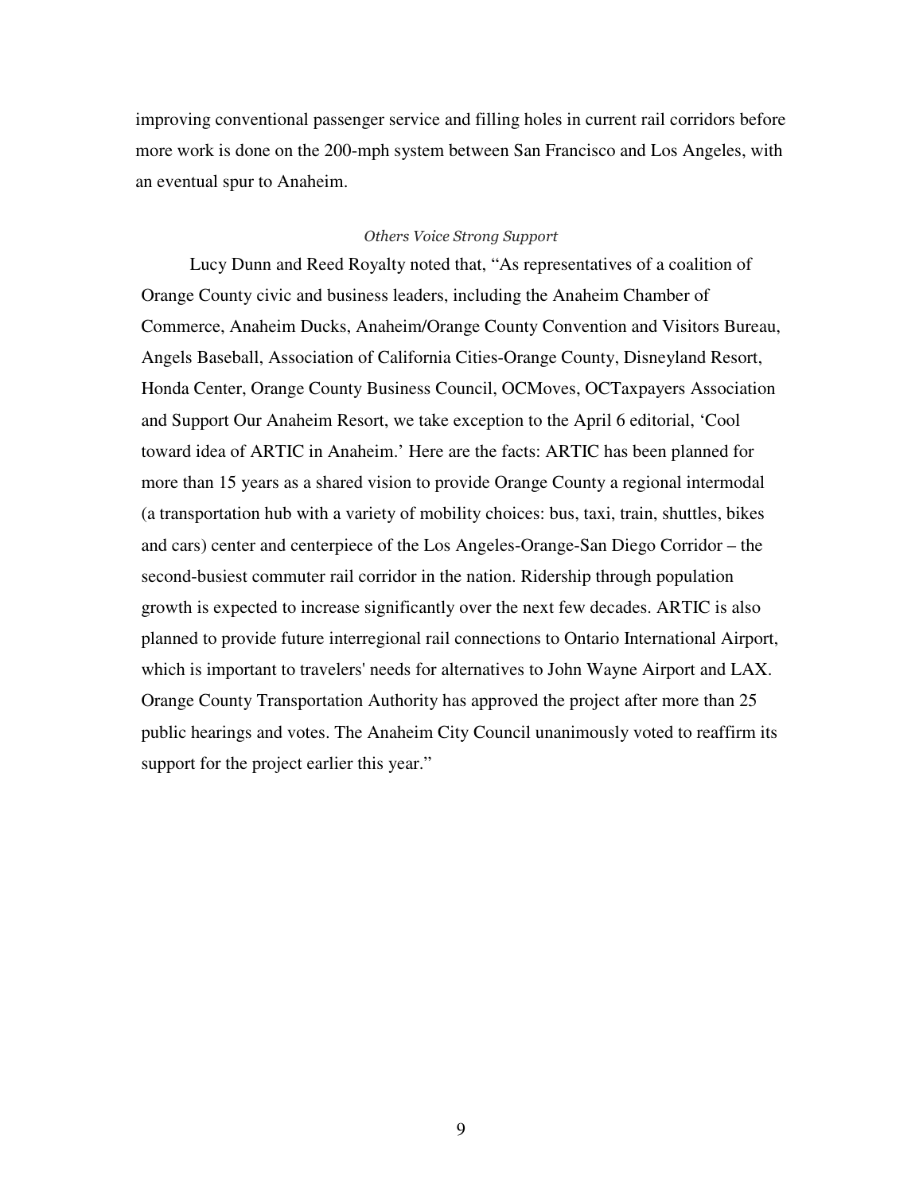improving conventional passenger service and filling holes in current rail corridors before more work is done on the 200-mph system between San Francisco and Los Angeles, with an eventual spur to Anaheim.

*Others Voice Strong Support*

Lucy Dunn and Reed Royalty noted that, "As representatives of a coalition of Orange County civic and business leaders, including the Anaheim Chamber of Commerce, Anaheim Ducks, Anaheim/Orange County Convention and Visitors Bureau, Angels Baseball, Association of California Cities-Orange County, Disneyland Resort, Honda Center, Orange County Business Council, OCMoves, OCTaxpayers Association and Support Our Anaheim Resort, we take exception to the April 6 editorial, 'Cool toward idea of ARTIC in Anaheim.' Here are the facts: ARTIC has been planned for more than 15 years as a shared vision to provide Orange County a regional intermodal (a transportation hub with a variety of mobility choices: bus, taxi, train, shuttles, bikes and cars) center and centerpiece of the Los Angeles-Orange-San Diego Corridor – the second-busiest commuter rail corridor in the nation. Ridership through population growth is expected to increase significantly over the next few decades. ARTIC is also planned to provide future interregional rail connections to Ontario International Airport, which is important to travelers' needs for alternatives to John Wayne Airport and LAX. Orange County Transportation Authority has approved the project after more than 25 public hearings and votes. The Anaheim City Council unanimously voted to reaffirm its support for the project earlier this year."